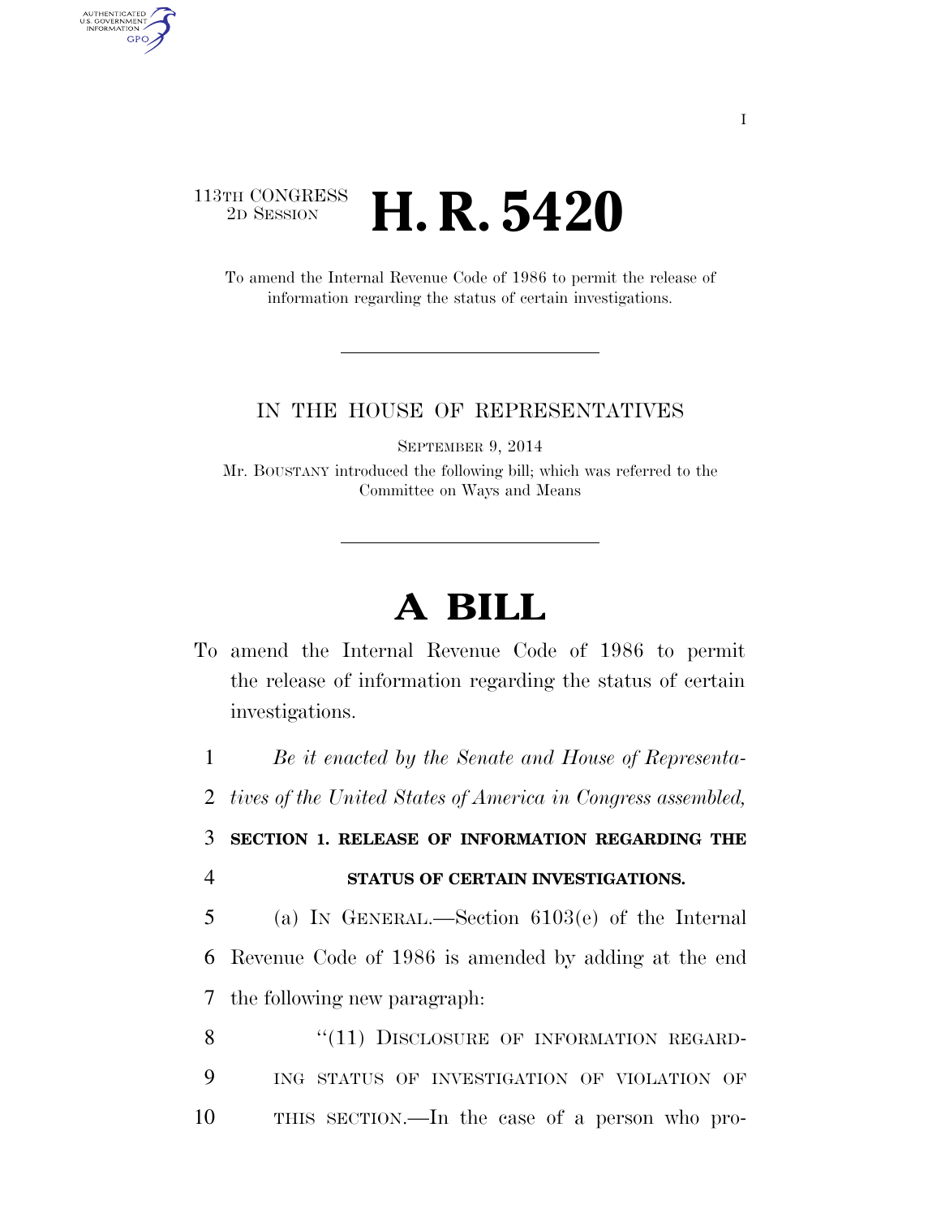113TH CONGRESS
2D SESSION

# H. R. 5420

To amend the Internal Revenue Code of 1986 to permit the release of information regarding the status of certain investigations.

IN THE HOUSE OF REPRESENTATIVES

SEPTEMBER 9, 2014

Mr. BOUSTANY introduced the following bill; which was referred to the Committee on Ways and Means

# A BILL

To amend the Internal Revenue Code of 1986 to permit the release of information regarding the status of certain investigations.

1 *Be it enacted by the Senate and House of Representa-*
2 *tives of the United States of America in Congress assembled,*

3 **SECTION 1. RELEASE OF INFORMATION REGARDING THE**
4 **STATUS OF CERTAIN INVESTIGATIONS.**

5 (a) IN GENERAL.—Section 6103(e) of the Internal
6 Revenue Code of 1986 is amended by adding at the end
7 the following new paragraph:

8 "(11) DISCLOSURE OF INFORMATION REGARD-
9 ING STATUS OF INVESTIGATION OF VIOLATION OF
10 THIS SECTION.—In the case of a person who pro-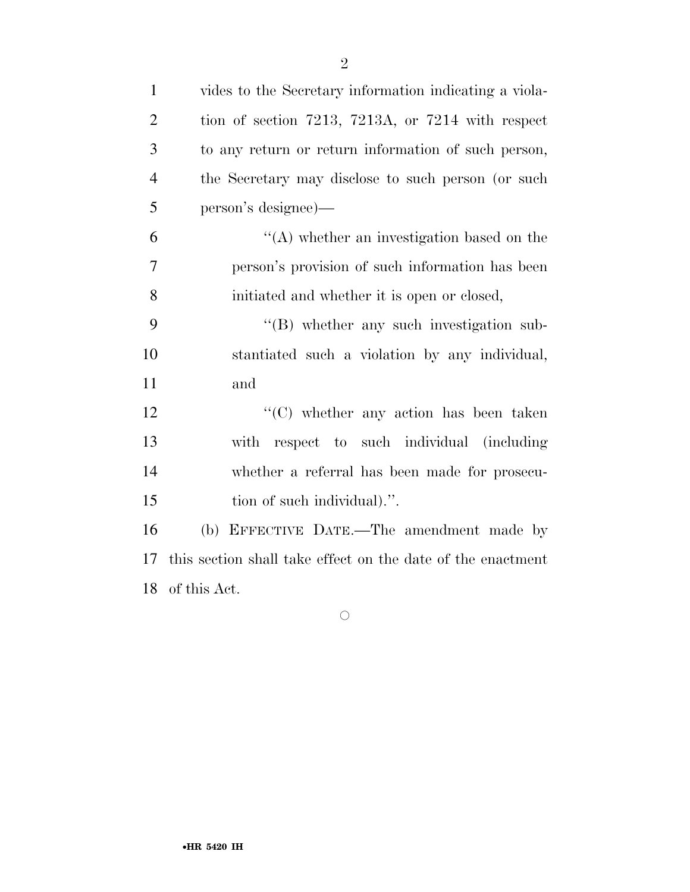vides to the Secretary information indicating a violation of section 7213, 7213A, or 7214 with respect to any return or return information of such person, the Secretary may disclose to such person (or such person's designee)—

> "(A) whether an investigation based on the person's provision of such information has been initiated and whether it is open or closed,
>
> "(B) whether any such investigation substantiated such a violation by any individual, and
>
> "(C) whether any action has been taken with respect to such individual (including whether a referral has been made for prosecution of such individual).".

(b) EFFECTIVE DATE.—The amendment made by this section shall take effect on the date of the enactment of this Act.

○